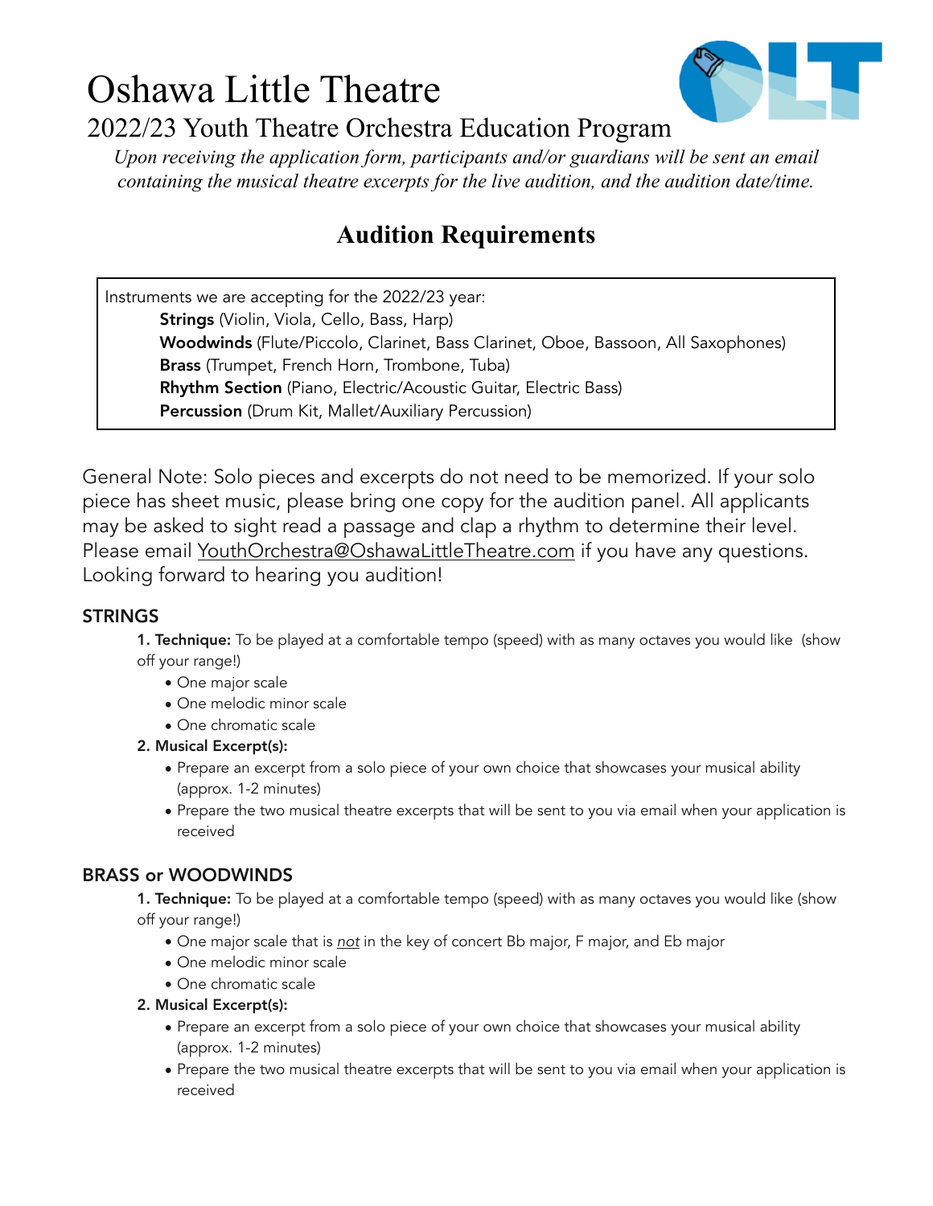# Oshawa Little Theatre

## 2022/23 Youth Theatre Orchestra Education Program

*Upon receiving the application form, participants and/or guardians will be sent an email containing the musical theatre excerpts for the live audition, and the audition date/time.*

## Audition Requirements

Instruments we are accepting for the 2022/23 year:

- **Strings** (Violin, Viola, Cello, Bass, Harp)
- **Woodwinds** (Flute/Piccolo, Clarinet, Bass Clarinet, Oboe, Bassoon, All Saxophones)
- **Brass** (Trumpet, French Horn, Trombone, Tuba)
- **Rhythm Section** (Piano, Electric/Acoustic Guitar, Electric Bass)
- **Percussion** (Drum Kit, Mallet/Auxiliary Percussion)

General Note: Solo pieces and excerpts do not need to be memorized. If your solo piece has sheet music, please bring one copy for the audition panel. All applicants may be asked to sight read a passage and clap a rhythm to determine their level. Please email YouthOrchestra@OshawaLittleTheatre.com if you have any questions. Looking forward to hearing you audition!

### STRINGS

**1. Technique:** To be played at a comfortable tempo (speed) with as many octaves you would like (show off your range!)

- One major scale
- One melodic minor scale
- One chromatic scale

**2. Musical Excerpt(s):**

- Prepare an excerpt from a solo piece of your own choice that showcases your musical ability (approx. 1-2 minutes)
- Prepare the two musical theatre excerpts that will be sent to you via email when your application is received

### BRASS or WOODWINDS

**1. Technique:** To be played at a comfortable tempo (speed) with as many octaves you would like (show off your range!)

- One major scale that is ***not*** in the key of concert Bb major, F major, and Eb major
- One melodic minor scale
- One chromatic scale

**2. Musical Excerpt(s):**

- Prepare an excerpt from a solo piece of your own choice that showcases your musical ability (approx. 1-2 minutes)
- Prepare the two musical theatre excerpts that will be sent to you via email when your application is received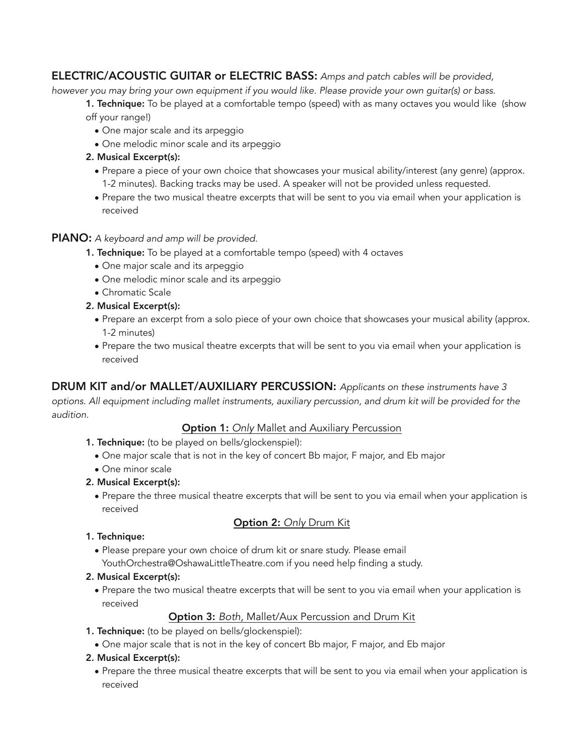**ELECTRIC/ACOUSTIC GUITAR or ELECTRIC BASS:** *Amps and patch cables will be provided, however you may bring your own equipment if you would like. Please provide your own guitar(s) or bass.*

**1. Technique:** To be played at a comfortable tempo (speed) with as many octaves you would like (show off your range!)

- One major scale and its arpeggio
- One melodic minor scale and its arpeggio

**2. Musical Excerpt(s):**

- Prepare a piece of your own choice that showcases your musical ability/interest (any genre) (approx. 1-2 minutes). Backing tracks may be used. A speaker will not be provided unless requested.
- Prepare the two musical theatre excerpts that will be sent to you via email when your application is received

**PIANO:** *A keyboard and amp will be provided.*

**1. Technique:** To be played at a comfortable tempo (speed) with 4 octaves

- One major scale and its arpeggio
- One melodic minor scale and its arpeggio
- Chromatic Scale

**2. Musical Excerpt(s):**

- Prepare an excerpt from a solo piece of your own choice that showcases your musical ability (approx. 1-2 minutes)
- Prepare the two musical theatre excerpts that will be sent to you via email when your application is received

**DRUM KIT and/or MALLET/AUXILIARY PERCUSSION:** *Applicants on these instruments have 3 options. All equipment including mallet instruments, auxiliary percussion, and drum kit will be provided for the audition.*

**Option 1:** *Only* Mallet and Auxiliary Percussion

**1. Technique:** (to be played on bells/glockenspiel):

- One major scale that is not in the key of concert Bb major, F major, and Eb major
- One minor scale

**2. Musical Excerpt(s):**

- Prepare the three musical theatre excerpts that will be sent to you via email when your application is received

**Option 2:** *Only* Drum Kit

**1. Technique:**

- Please prepare your own choice of drum kit or snare study. Please email YouthOrchestra@OshawaLittleTheatre.com if you need help finding a study.

**2. Musical Excerpt(s):**

- Prepare the two musical theatre excerpts that will be sent to you via email when your application is received

**Option 3:** *Both,* Mallet/Aux Percussion and Drum Kit

**1. Technique:** (to be played on bells/glockenspiel):

- One major scale that is not in the key of concert Bb major, F major, and Eb major

**2. Musical Excerpt(s):**

- Prepare the three musical theatre excerpts that will be sent to you via email when your application is received